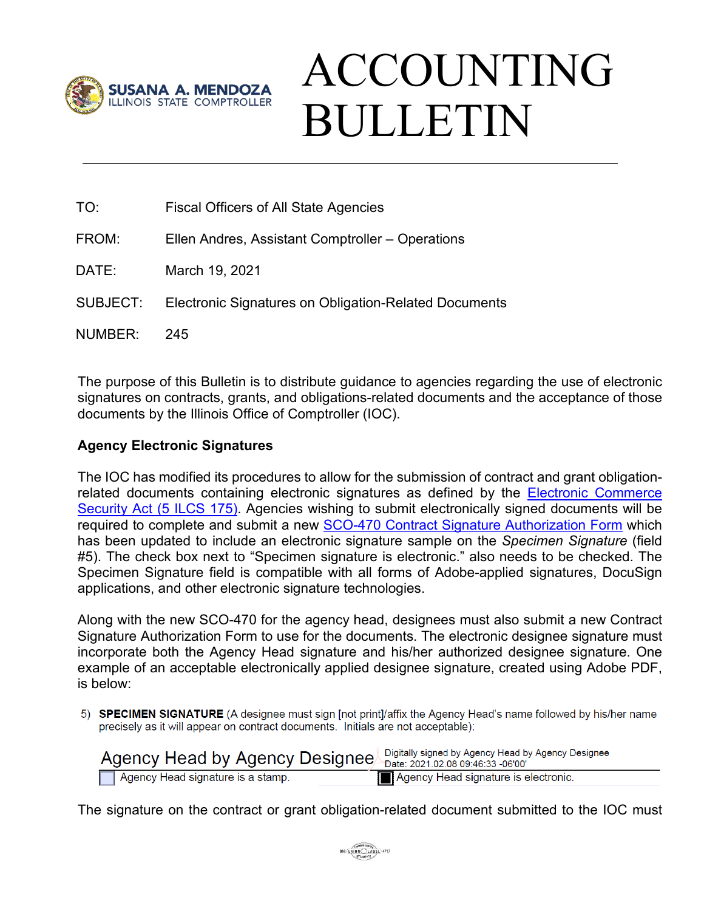SUSANA A. MENDOZA
ILLINOIS STATE COMPTROLLER

# ACCOUNTING BULLETIN

---

TO: Fiscal Officers of All State Agencies

FROM: Ellen Andres, Assistant Comptroller – Operations

DATE: March 19, 2021

SUBJECT: Electronic Signatures on Obligation-Related Documents

NUMBER: 245

The purpose of this Bulletin is to distribute guidance to agencies regarding the use of electronic signatures on contracts, grants, and obligations-related documents and the acceptance of those documents by the Illinois Office of Comptroller (IOC).

**Agency Electronic Signatures**

The IOC has modified its procedures to allow for the submission of contract and grant obligation-related documents containing electronic signatures as defined by the Electronic Commerce Security Act (5 ILCS 175). Agencies wishing to submit electronically signed documents will be required to complete and submit a new SCO-470 Contract Signature Authorization Form which has been updated to include an electronic signature sample on the *Specimen Signature* (field #5). The check box next to "Specimen signature is electronic." also needs to be checked. The Specimen Signature field is compatible with all forms of Adobe-applied signatures, DocuSign applications, and other electronic signature technologies.

Along with the new SCO-470 for the agency head, designees must also submit a new Contract Signature Authorization Form to use for the documents. The electronic designee signature must incorporate both the Agency Head signature and his/her authorized designee signature. One example of an acceptable electronically applied designee signature, created using Adobe PDF, is below:

5) **SPECIMEN SIGNATURE** (A designee must sign [not print]/affix the Agency Head's name followed by his/her name precisely as it will appear on contract documents. Initials are not acceptable):

Agency Head by Agency Designee — Digitally signed by Agency Head by Agency Designee Date: 2021.02.08 09:46:33 -06'00'

☐ Agency Head signature is a stamp. ☒ Agency Head signature is electronic.

The signature on the contract or grant obligation-related document submitted to the IOC must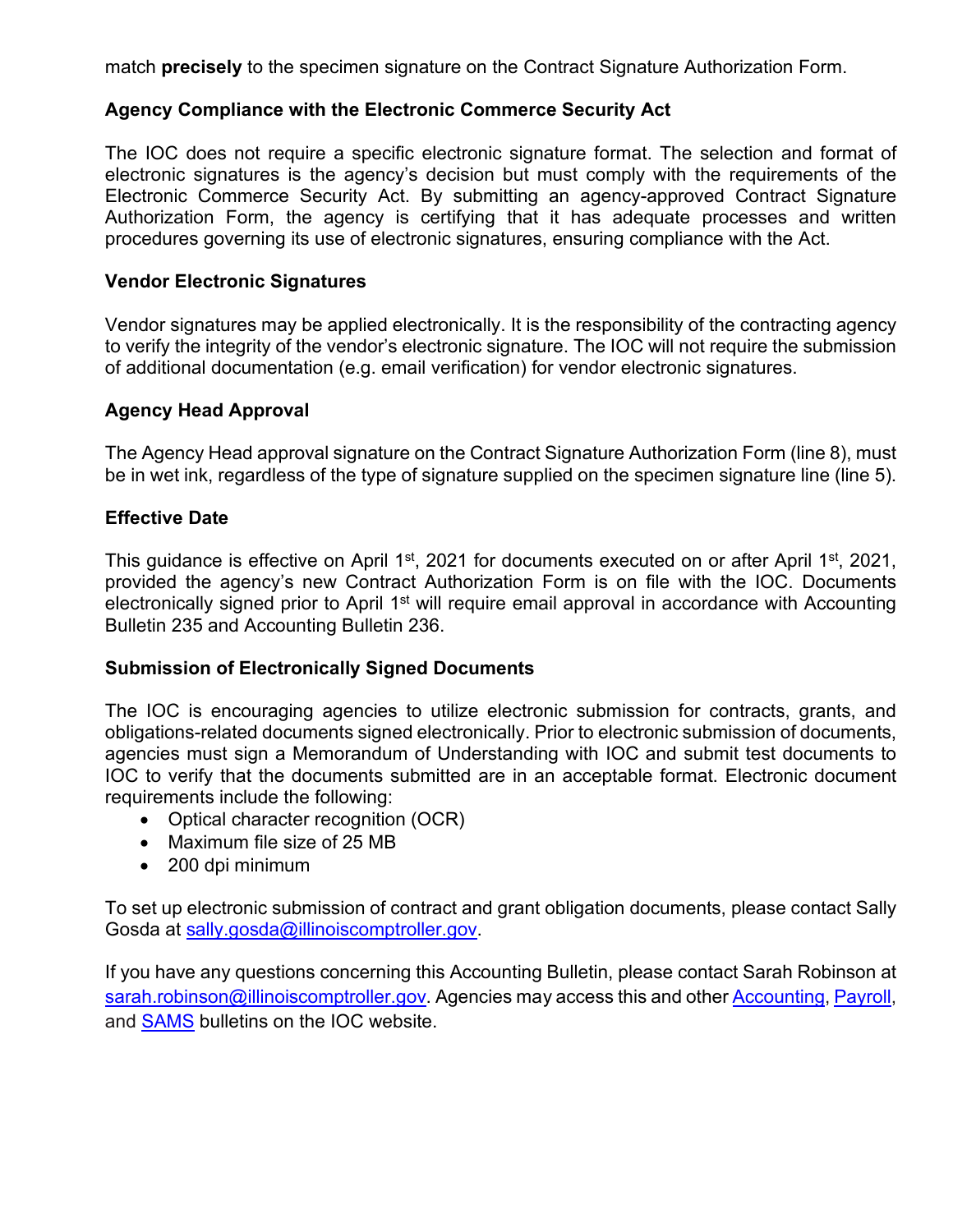match **precisely** to the specimen signature on the Contract Signature Authorization Form.

**Agency Compliance with the Electronic Commerce Security Act**

The IOC does not require a specific electronic signature format. The selection and format of electronic signatures is the agency's decision but must comply with the requirements of the Electronic Commerce Security Act. By submitting an agency-approved Contract Signature Authorization Form, the agency is certifying that it has adequate processes and written procedures governing its use of electronic signatures, ensuring compliance with the Act.

**Vendor Electronic Signatures**

Vendor signatures may be applied electronically. It is the responsibility of the contracting agency to verify the integrity of the vendor's electronic signature. The IOC will not require the submission of additional documentation (e.g. email verification) for vendor electronic signatures.

**Agency Head Approval**

The Agency Head approval signature on the Contract Signature Authorization Form (line 8), must be in wet ink, regardless of the type of signature supplied on the specimen signature line (line 5).

**Effective Date**

This guidance is effective on April 1st, 2021 for documents executed on or after April 1st, 2021, provided the agency's new Contract Authorization Form is on file with the IOC. Documents electronically signed prior to April 1st will require email approval in accordance with Accounting Bulletin 235 and Accounting Bulletin 236.

**Submission of Electronically Signed Documents**

The IOC is encouraging agencies to utilize electronic submission for contracts, grants, and obligations-related documents signed electronically. Prior to electronic submission of documents, agencies must sign a Memorandum of Understanding with IOC and submit test documents to IOC to verify that the documents submitted are in an acceptable format. Electronic document requirements include the following:

- Optical character recognition (OCR)
- Maximum file size of 25 MB
- 200 dpi minimum

To set up electronic submission of contract and grant obligation documents, please contact Sally Gosda at sally.gosda@illinoiscomptroller.gov.

If you have any questions concerning this Accounting Bulletin, please contact Sarah Robinson at sarah.robinson@illinoiscomptroller.gov. Agencies may access this and other Accounting, Payroll, and SAMS bulletins on the IOC website.